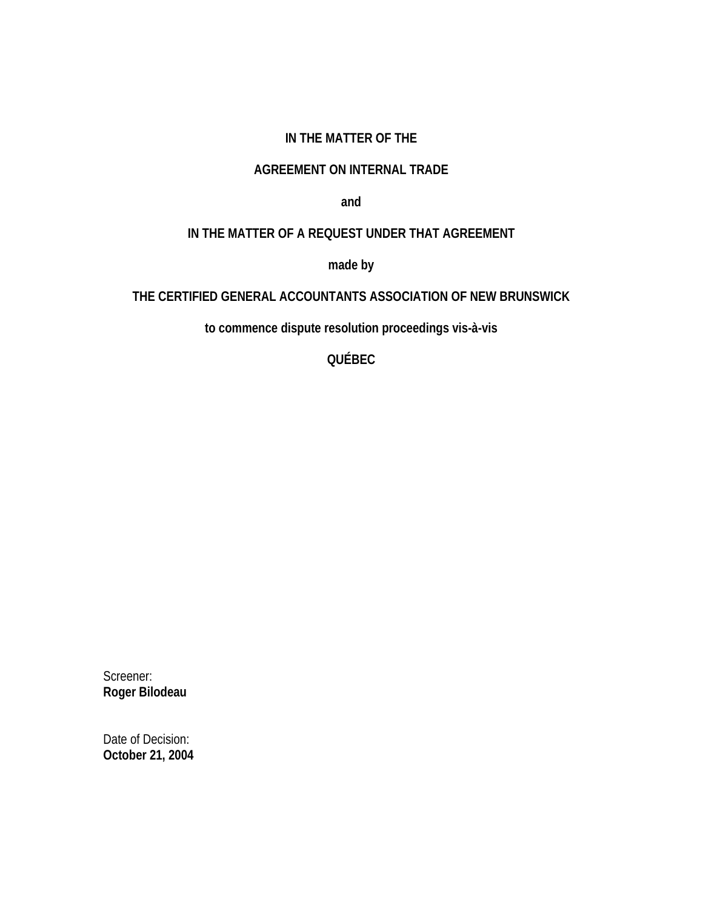**IN THE MATTER OF THE**

**AGREEMENT ON INTERNAL TRADE**

**and**

**IN THE MATTER OF A REQUEST UNDER THAT AGREEMENT**

**made by**

**THE CERTIFIED GENERAL ACCOUNTANTS ASSOCIATION OF NEW BRUNSWICK**

**to commence dispute resolution proceedings vis-à-vis**

**QUÉBEC**

Screener:
**Roger Bilodeau**

Date of Decision:
**October 21, 2004**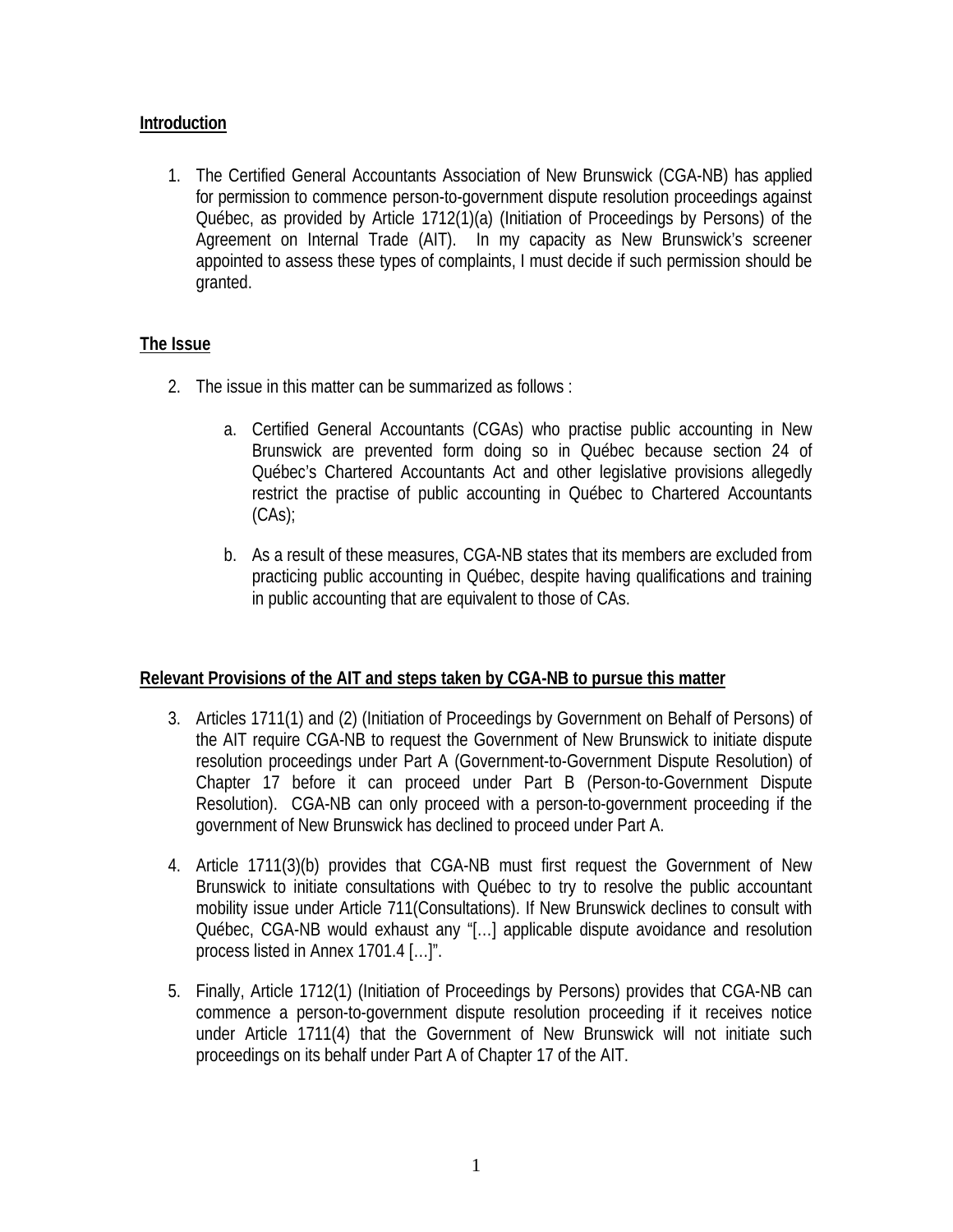**Introduction**

1. The Certified General Accountants Association of New Brunswick (CGA-NB) has applied for permission to commence person-to-government dispute resolution proceedings against Québec, as provided by Article 1712(1)(a) (Initiation of Proceedings by Persons) of the Agreement on Internal Trade (AIT). In my capacity as New Brunswick's screener appointed to assess these types of complaints, I must decide if such permission should be granted.

**The Issue**

2. The issue in this matter can be summarized as follows :

    a. Certified General Accountants (CGAs) who practise public accounting in New Brunswick are prevented form doing so in Québec because section 24 of Québec's Chartered Accountants Act and other legislative provisions allegedly restrict the practise of public accounting in Québec to Chartered Accountants (CAs);

    b. As a result of these measures, CGA-NB states that its members are excluded from practicing public accounting in Québec, despite having qualifications and training in public accounting that are equivalent to those of CAs.

**Relevant Provisions of the AIT and steps taken by CGA-NB to pursue this matter**

3. Articles 1711(1) and (2) (Initiation of Proceedings by Government on Behalf of Persons) of the AIT require CGA-NB to request the Government of New Brunswick to initiate dispute resolution proceedings under Part A (Government-to-Government Dispute Resolution) of Chapter 17 before it can proceed under Part B (Person-to-Government Dispute Resolution). CGA-NB can only proceed with a person-to-government proceeding if the government of New Brunswick has declined to proceed under Part A.

4. Article 1711(3)(b) provides that CGA-NB must first request the Government of New Brunswick to initiate consultations with Québec to try to resolve the public accountant mobility issue under Article 711(Consultations). If New Brunswick declines to consult with Québec, CGA-NB would exhaust any "[…] applicable dispute avoidance and resolution process listed in Annex 1701.4 […]".

5. Finally, Article 1712(1) (Initiation of Proceedings by Persons) provides that CGA-NB can commence a person-to-government dispute resolution proceeding if it receives notice under Article 1711(4) that the Government of New Brunswick will not initiate such proceedings on its behalf under Part A of Chapter 17 of the AIT.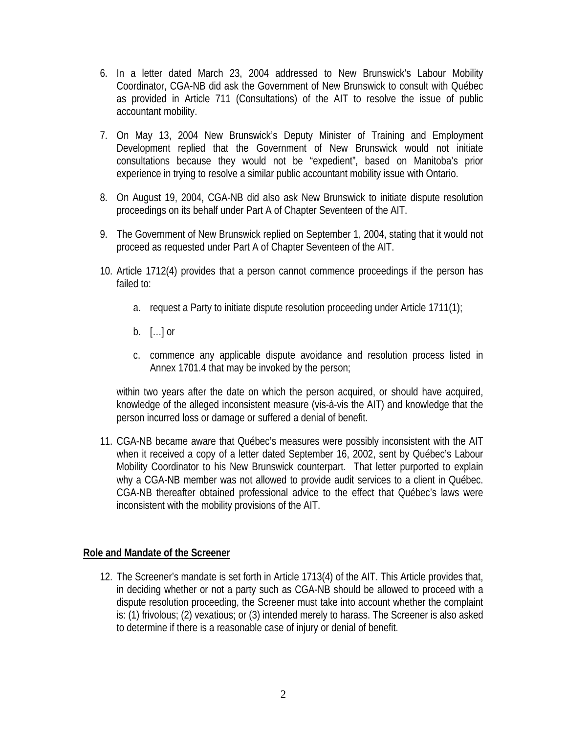6. In a letter dated March 23, 2004 addressed to New Brunswick's Labour Mobility Coordinator, CGA-NB did ask the Government of New Brunswick to consult with Québec as provided in Article 711 (Consultations) of the AIT to resolve the issue of public accountant mobility.

7. On May 13, 2004 New Brunswick's Deputy Minister of Training and Employment Development replied that the Government of New Brunswick would not initiate consultations because they would not be "expedient", based on Manitoba's prior experience in trying to resolve a similar public accountant mobility issue with Ontario.

8. On August 19, 2004, CGA-NB did also ask New Brunswick to initiate dispute resolution proceedings on its behalf under Part A of Chapter Seventeen of the AIT.

9. The Government of New Brunswick replied on September 1, 2004, stating that it would not proceed as requested under Part A of Chapter Seventeen of the AIT.

10. Article 1712(4) provides that a person cannot commence proceedings if the person has failed to:

    a. request a Party to initiate dispute resolution proceeding under Article 1711(1);

    b. […] or

    c. commence any applicable dispute avoidance and resolution process listed in Annex 1701.4 that may be invoked by the person;

    within two years after the date on which the person acquired, or should have acquired, knowledge of the alleged inconsistent measure (vis-à-vis the AIT) and knowledge that the person incurred loss or damage or suffered a denial of benefit.

11. CGA-NB became aware that Québec's measures were possibly inconsistent with the AIT when it received a copy of a letter dated September 16, 2002, sent by Québec's Labour Mobility Coordinator to his New Brunswick counterpart. That letter purported to explain why a CGA-NB member was not allowed to provide audit services to a client in Québec. CGA-NB thereafter obtained professional advice to the effect that Québec's laws were inconsistent with the mobility provisions of the AIT.

**Role and Mandate of the Screener**

12. The Screener's mandate is set forth in Article 1713(4) of the AIT. This Article provides that, in deciding whether or not a party such as CGA-NB should be allowed to proceed with a dispute resolution proceeding, the Screener must take into account whether the complaint is: (1) frivolous; (2) vexatious; or (3) intended merely to harass. The Screener is also asked to determine if there is a reasonable case of injury or denial of benefit.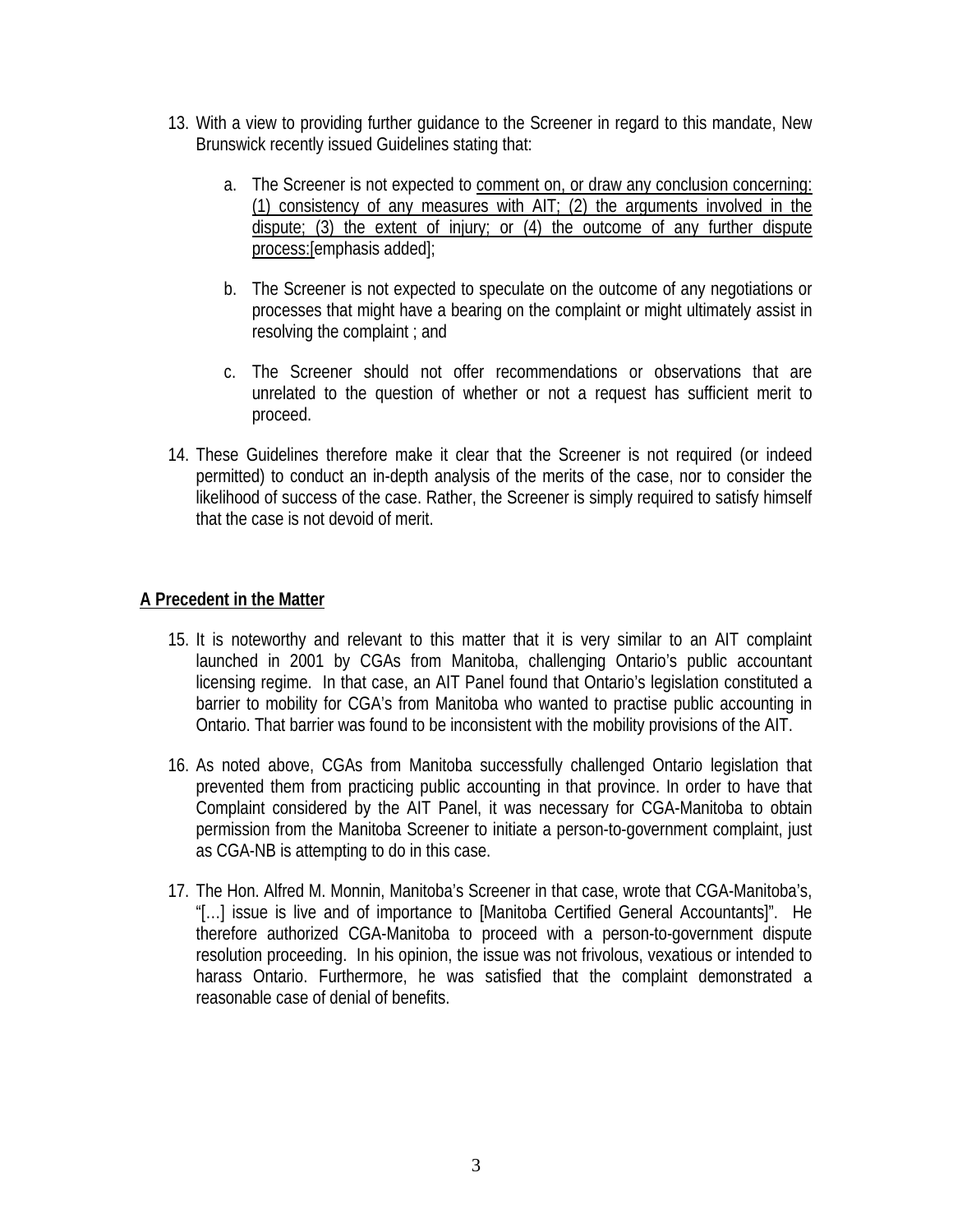13. With a view to providing further guidance to the Screener in regard to this mandate, New Brunswick recently issued Guidelines stating that:

    a. The Screener is not expected to <u>comment on, or draw any conclusion concerning: (1) consistency of any measures with AIT; (2) the arguments involved in the dispute; (3) the extent of injury; or (4) the outcome of any further dispute process:</u>[emphasis added];

    b. The Screener is not expected to speculate on the outcome of any negotiations or processes that might have a bearing on the complaint or might ultimately assist in resolving the complaint ; and

    c. The Screener should not offer recommendations or observations that are unrelated to the question of whether or not a request has sufficient merit to proceed.

14. These Guidelines therefore make it clear that the Screener is not required (or indeed permitted) to conduct an in-depth analysis of the merits of the case, nor to consider the likelihood of success of the case. Rather, the Screener is simply required to satisfy himself that the case is not devoid of merit.

## **<u>A Precedent in the Matter</u>**

15. It is noteworthy and relevant to this matter that it is very similar to an AIT complaint launched in 2001 by CGAs from Manitoba, challenging Ontario's public accountant licensing regime. In that case, an AIT Panel found that Ontario's legislation constituted a barrier to mobility for CGA's from Manitoba who wanted to practise public accounting in Ontario. That barrier was found to be inconsistent with the mobility provisions of the AIT.

16. As noted above, CGAs from Manitoba successfully challenged Ontario legislation that prevented them from practicing public accounting in that province. In order to have that Complaint considered by the AIT Panel, it was necessary for CGA-Manitoba to obtain permission from the Manitoba Screener to initiate a person-to-government complaint, just as CGA-NB is attempting to do in this case.

17. The Hon. Alfred M. Monnin, Manitoba's Screener in that case, wrote that CGA-Manitoba's, "[…] issue is live and of importance to [Manitoba Certified General Accountants]". He therefore authorized CGA-Manitoba to proceed with a person-to-government dispute resolution proceeding. In his opinion, the issue was not frivolous, vexatious or intended to harass Ontario. Furthermore, he was satisfied that the complaint demonstrated a reasonable case of denial of benefits.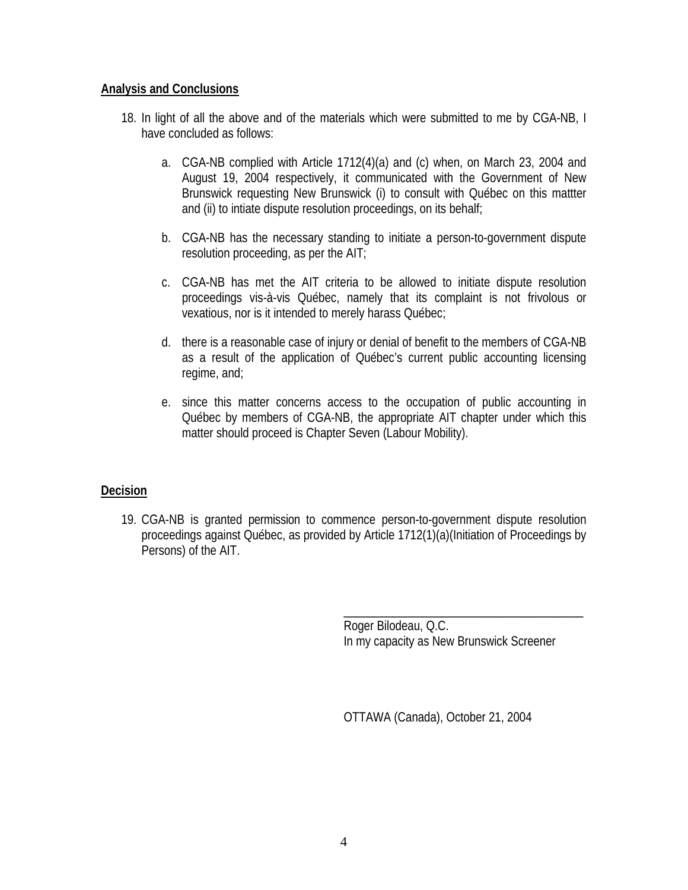**Analysis and Conclusions**

18. In light of all the above and of the materials which were submitted to me by CGA-NB, I have concluded as follows:

    a. CGA-NB complied with Article 1712(4)(a) and (c) when, on March 23, 2004 and August 19, 2004 respectively, it communicated with the Government of New Brunswick requesting New Brunswick (i) to consult with Québec on this mattter and (ii) to intiate dispute resolution proceedings, on its behalf;

    b. CGA-NB has the necessary standing to initiate a person-to-government dispute resolution proceeding, as per the AIT;

    c. CGA-NB has met the AIT criteria to be allowed to initiate dispute resolution proceedings vis-à-vis Québec, namely that its complaint is not frivolous or vexatious, nor is it intended to merely harass Québec;

    d. there is a reasonable case of injury or denial of benefit to the members of CGA-NB as a result of the application of Québec's current public accounting licensing regime, and;

    e. since this matter concerns access to the occupation of public accounting in Québec by members of CGA-NB, the appropriate AIT chapter under which this matter should proceed is Chapter Seven (Labour Mobility).

**Decision**

19. CGA-NB is granted permission to commence person-to-government dispute resolution proceedings against Québec, as provided by Article 1712(1)(a)(Initiation of Proceedings by Persons) of the AIT.

\_\_\_\_\_\_\_\_\_\_\_\_\_\_\_\_\_\_\_\_\_\_\_\_\_\_\_\_\_\_\_\_\_\_\_\_\_\_\_\_

Roger Bilodeau, Q.C.
In my capacity as New Brunswick Screener

OTTAWA (Canada), October 21, 2004